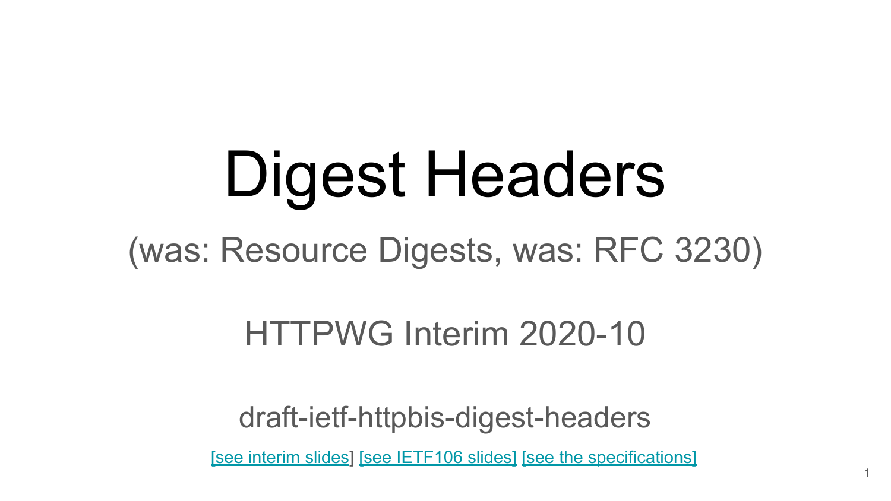# Digest Headers

(was: Resource Digests, was: RFC 3230)

HTTPWG Interim 2020-10

draft-ietf-httpbis-digest-headers

[see interim slides] [see IETF106 slides] [see the specifications]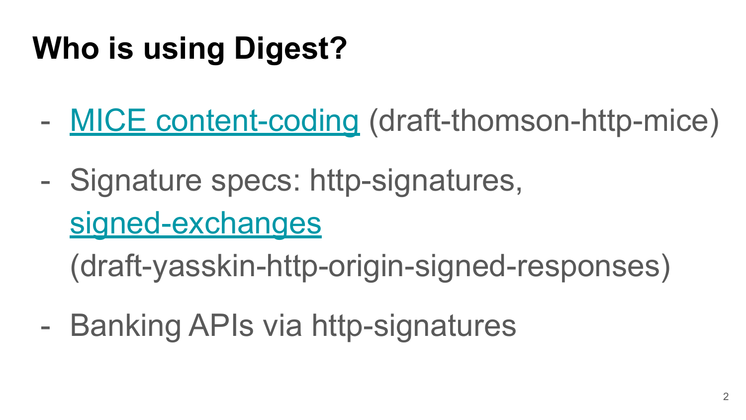# Who is using Digest?

- MICE content-coding (draft-thomson-http-mice)
- Signature specs: http-signatures, signed-exchanges (draft-yasskin-http-origin-signed-responses)
- Banking APIs via http-signatures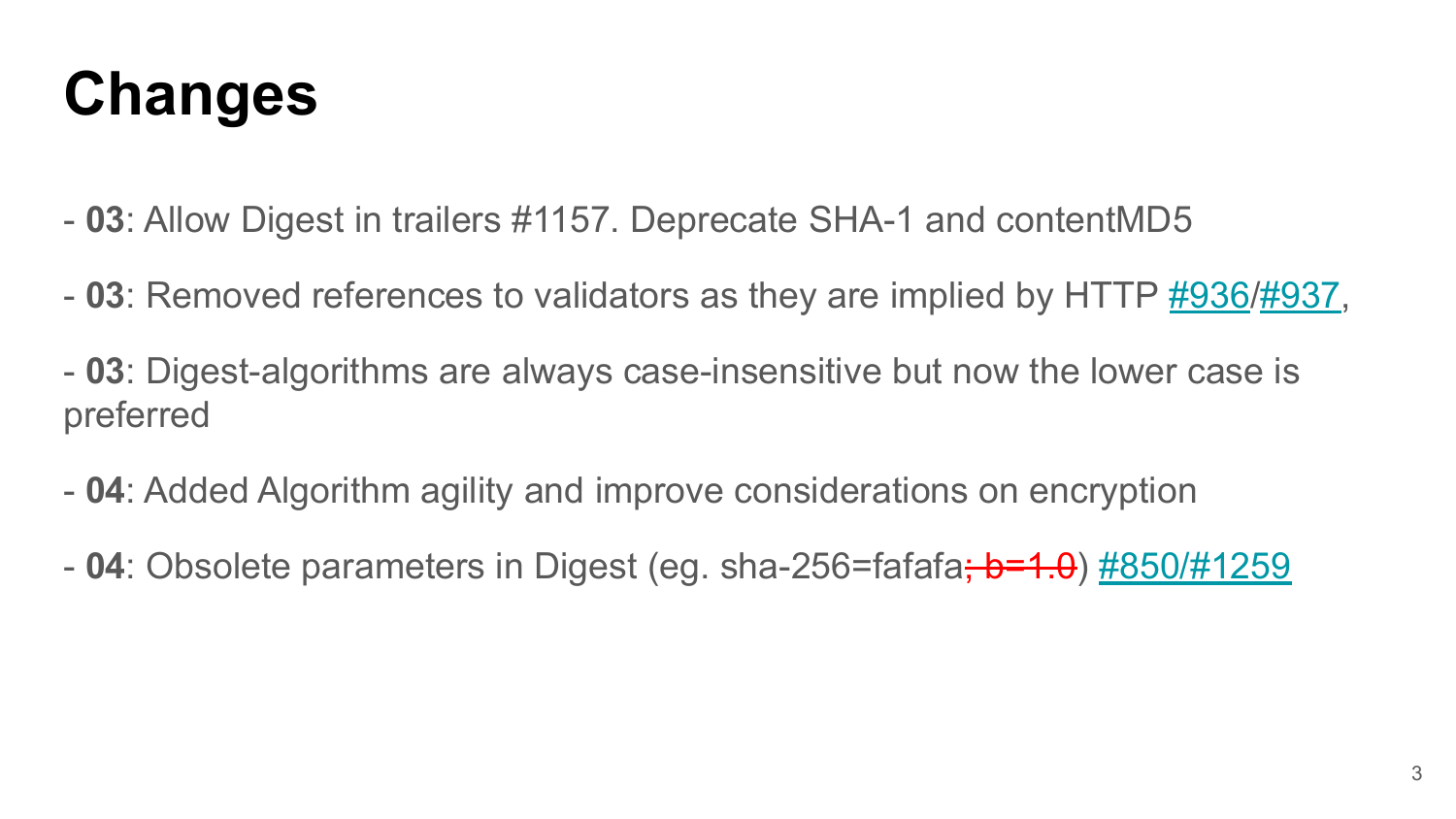# Changes

- **03**: Allow Digest in trailers #1157. Deprecate SHA-1 and contentMD5

- **03**: Removed references to validators as they are implied by HTTP #936/#937,

- **03**: Digest-algorithms are always case-insensitive but now the lower case is preferred

- **04**: Added Algorithm agility and improve considerations on encryption

- **04**: Obsolete parameters in Digest (eg. sha-256=fafafa~~; b=1.0~~) #850/#1259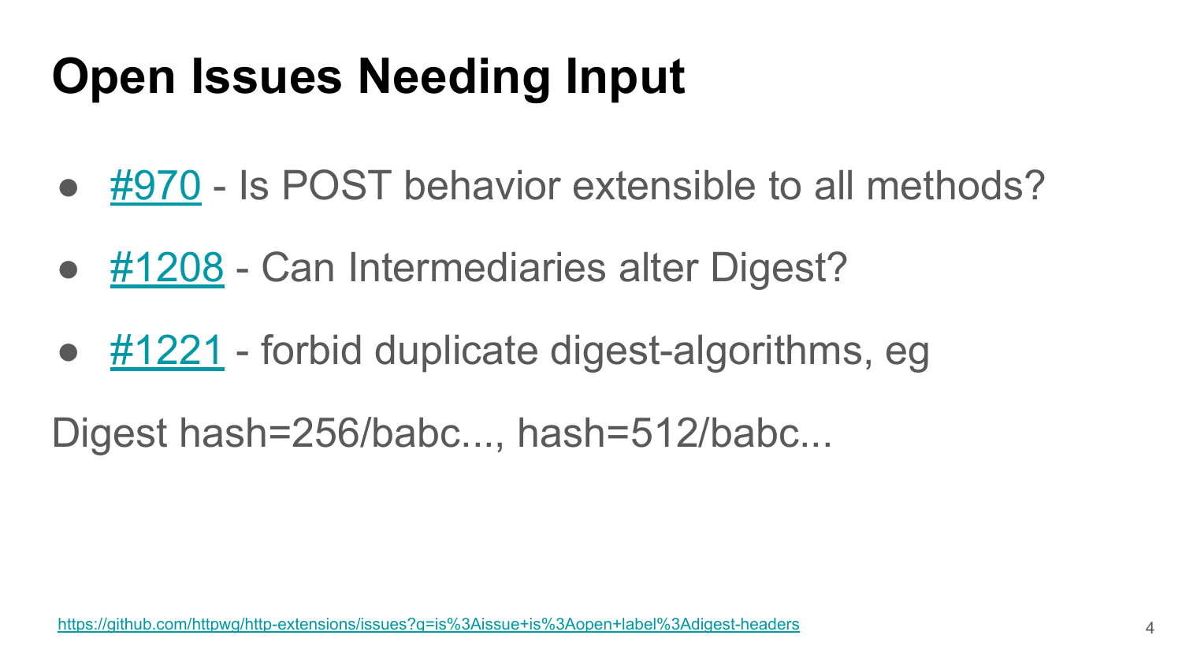# Open Issues Needing Input

- #970 - Is POST behavior extensible to all methods?
- #1208 - Can Intermediaries alter Digest?
- #1221 - forbid duplicate digest-algorithms, eg

Digest hash=256/babc..., hash=512/babc...

https://github.com/httpwg/http-extensions/issues?q=is%3Aissue+is%3Aopen+label%3Adigest-headers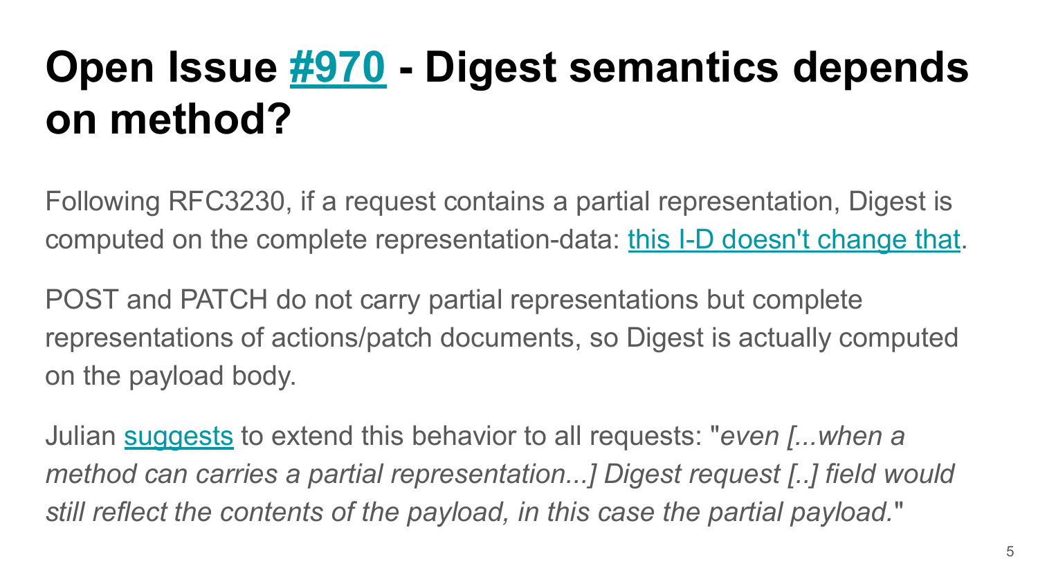# Open Issue #970 - Digest semantics depends on method?

Following RFC3230, if a request contains a partial representation, Digest is computed on the complete representation-data: this I-D doesn't change that.

POST and PATCH do not carry partial representations but complete representations of actions/patch documents, so Digest is actually computed on the payload body.

Julian suggests to extend this behavior to all requests: "*even [...when a method can carries a partial representation...] Digest request [..] field would still reflect the contents of the payload, in this case the partial payload.*"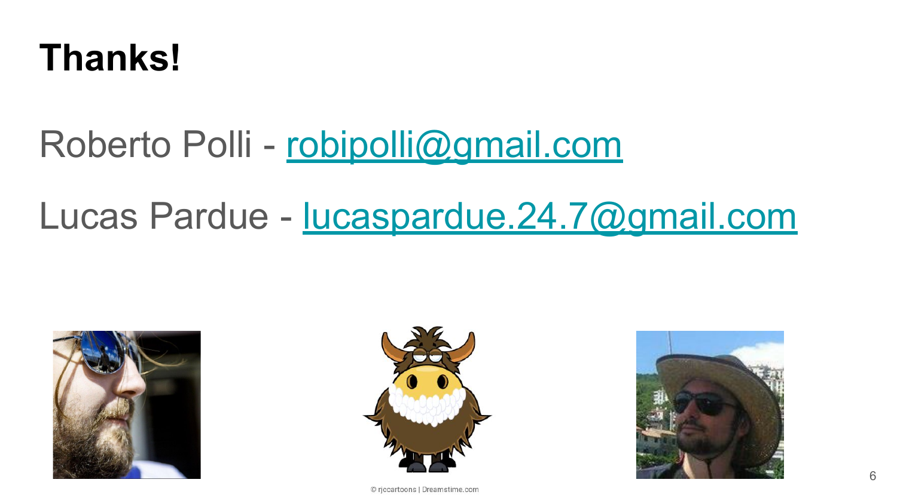# Thanks!

Roberto Polli - robipolli@gmail.com

Lucas Pardue - lucaspardue.24.7@gmail.com

© rjccartoons | Dreamstime.com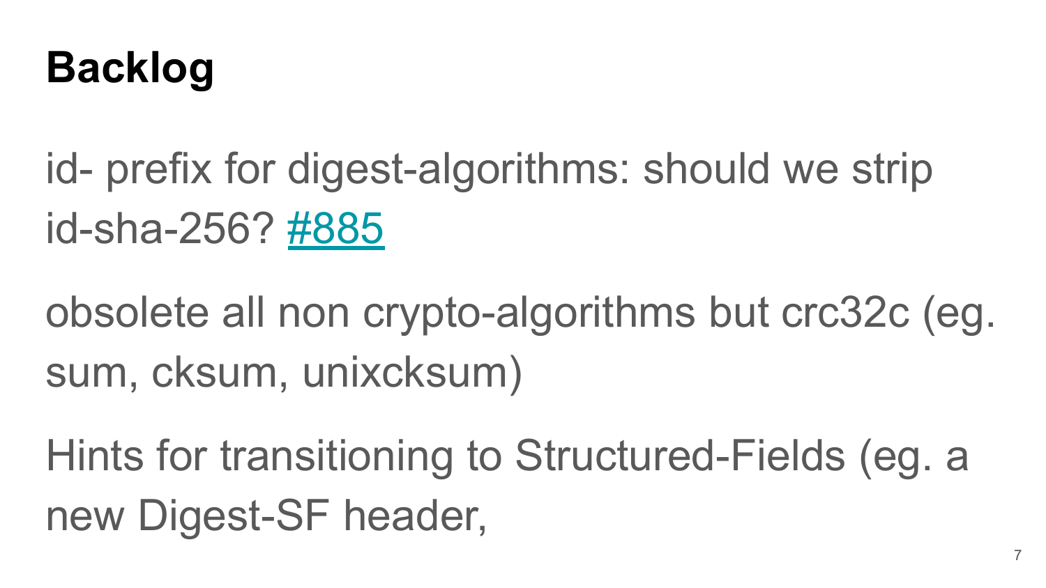# Backlog

id- prefix for digest-algorithms: should we strip id-sha-256? #885

obsolete all non crypto-algorithms but crc32c (eg. sum, cksum, unixcksum)

Hints for transitioning to Structured-Fields (eg. a new Digest-SF header,